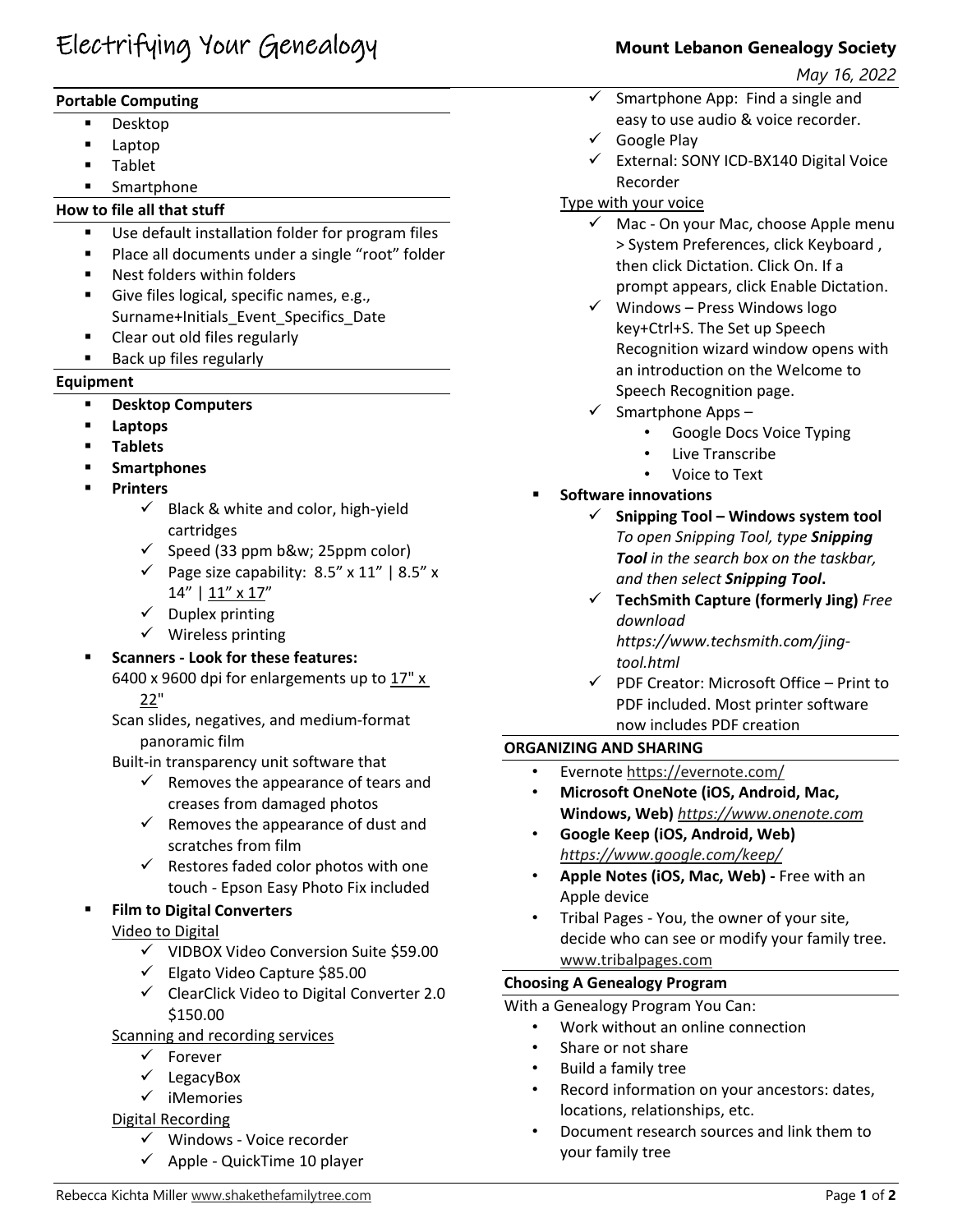# Electrifying Your Genealogy

**Mount Lebanon Genealogy Society**

*May 16, 2022*

## Portable Computing

- Desktop
- Laptop
- Tablet
- Smartphone

## How to file all that stuff

- Use default installation folder for program files
- Place all documents under a single "root" folder
- Nest folders within folders
- Give files logical, specific names, e.g., Surname+Initials_Event_Specifics_Date
- Clear out old files regularly
- Back up files regularly

## Equipment

- **Desktop Computers**
- **Laptops**
- **Tablets**
- **Smartphones**
- **Printers**
  - ✓ Black & white and color, high-yield cartridges
  - ✓ Speed (33 ppm b&w; 25ppm color)
  - ✓ Page size capability: 8.5" x 11" | 8.5" x 14" | 11" x 17"
  - ✓ Duplex printing
  - ✓ Wireless printing
- **Scanners - Look for these features:**

  6400 x 9600 dpi for enlargements up to 17" x 22"

  Scan slides, negatives, and medium-format panoramic film

  Built-in transparency unit software that
  - ✓ Removes the appearance of tears and creases from damaged photos
  - ✓ Removes the appearance of dust and scratches from film
  - ✓ Restores faded color photos with one touch - Epson Easy Photo Fix included
- **Film to Digital Converters**

  Video to Digital
  - ✓ VIDBOX Video Conversion Suite $59.00
  - ✓ Elgato Video Capture $85.00
  - ✓ ClearClick Video to Digital Converter 2.0 $150.00

  Scanning and recording services
  - ✓ Forever
  - ✓ LegacyBox
  - ✓ iMemories

  Digital Recording
  - ✓ Windows - Voice recorder
  - ✓ Apple - QuickTime 10 player
  - ✓ Smartphone App: Find a single and easy to use audio & voice recorder.
  - ✓ Google Play
  - ✓ External: SONY ICD-BX140 Digital Voice Recorder

  Type with your voice
  - ✓ Mac - On your Mac, choose Apple menu > System Preferences, click Keyboard , then click Dictation. Click On. If a prompt appears, click Enable Dictation.
  - ✓ Windows – Press Windows logo key+Ctrl+S. The Set up Speech Recognition wizard window opens with an introduction on the Welcome to Speech Recognition page.
  - ✓ Smartphone Apps –
    - Google Docs Voice Typing
    - Live Transcribe
    - Voice to Text
- **Software innovations**
  - ✓ **Snipping Tool – Windows system tool** *To open Snipping Tool, type **Snipping Tool** in the search box on the taskbar, and then select **Snipping Tool**.*
  - ✓ **TechSmith Capture (formerly Jing)** *Free download https://www.techsmith.com/jing-tool.html*
  - ✓ PDF Creator: Microsoft Office – Print to PDF included. Most printer software now includes PDF creation

## ORGANIZING AND SHARING

- Evernote https://evernote.com/
- **Microsoft OneNote (iOS, Android, Mac, Windows, Web)** *https://www.onenote.com*
- **Google Keep (iOS, Android, Web)** *https://www.google.com/keep/*
- **Apple Notes (iOS, Mac, Web) -** Free with an Apple device
- Tribal Pages - You, the owner of your site, decide who can see or modify your family tree. www.tribalpages.com

## Choosing A Genealogy Program

With a Genealogy Program You Can:

- Work without an online connection
- Share or not share
- Build a family tree
- Record information on your ancestors: dates, locations, relationships, etc.
- Document research sources and link them to your family tree

Rebecca Kichta Miller www.shakethefamilytree.com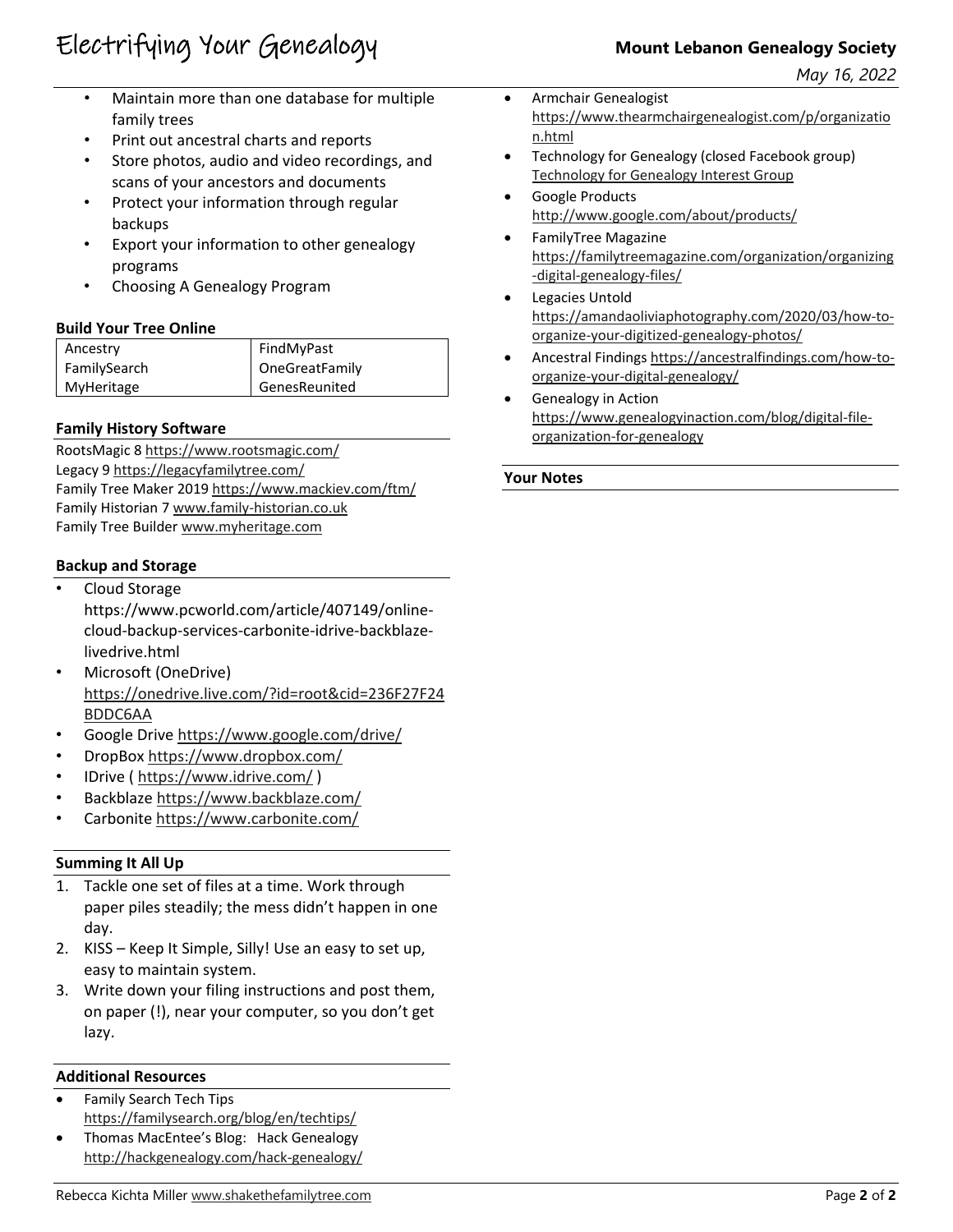- Maintain more than one database for multiple family trees
- Print out ancestral charts and reports
- Store photos, audio and video recordings, and scans of your ancestors and documents
- Protect your information through regular backups
- Export your information to other genealogy programs
- Choosing A Genealogy Program

### Build Your Tree Online

| | |
|---|---|
| Ancestry | FindMyPast |
| FamilySearch | OneGreatFamily |
| MyHeritage | GenesReunited |

### Family History Software

RootsMagic 8 https://www.rootsmagic.com/
Legacy 9 https://legacyfamilytree.com/
Family Tree Maker 2019 https://www.mackiev.com/ftm/
Family Historian 7 www.family-historian.co.uk
Family Tree Builder www.myheritage.com

### Backup and Storage

- Cloud Storage https://www.pcworld.com/article/407149/online-cloud-backup-services-carbonite-idrive-backblaze-livedrive.html
- Microsoft (OneDrive) https://onedrive.live.com/?id=root&cid=236F27F24BDDC6AA
- Google Drive https://www.google.com/drive/
- DropBox https://www.dropbox.com/
- IDrive ( https://www.idrive.com/ )
- Backblaze https://www.backblaze.com/
- Carbonite https://www.carbonite.com/

### Summing It All Up

1. Tackle one set of files at a time. Work through paper piles steadily; the mess didn't happen in one day.
2. KISS – Keep It Simple, Silly! Use an easy to set up, easy to maintain system.
3. Write down your filing instructions and post them, on paper (!), near your computer, so you don't get lazy.

### Additional Resources

- Family Search Tech Tips https://familysearch.org/blog/en/techtips/
- Thomas MacEntee's Blog: Hack Genealogy http://hackgenealogy.com/hack-genealogy/
- Armchair Genealogist https://www.thearmchairgenealogist.com/p/organization.html
- Technology for Genealogy (closed Facebook group) Technology for Genealogy Interest Group
- Google Products http://www.google.com/about/products/
- FamilyTree Magazine https://familytreemagazine.com/organization/organizing-digital-genealogy-files/
- Legacies Untold https://amandaoliviaphotography.com/2020/03/how-to-organize-your-digitized-genealogy-photos/
- Ancestral Findings https://ancestralfindings.com/how-to-organize-your-digital-genealogy/
- Genealogy in Action https://www.genealogyinaction.com/blog/digital-file-organization-for-genealogy

### Your Notes